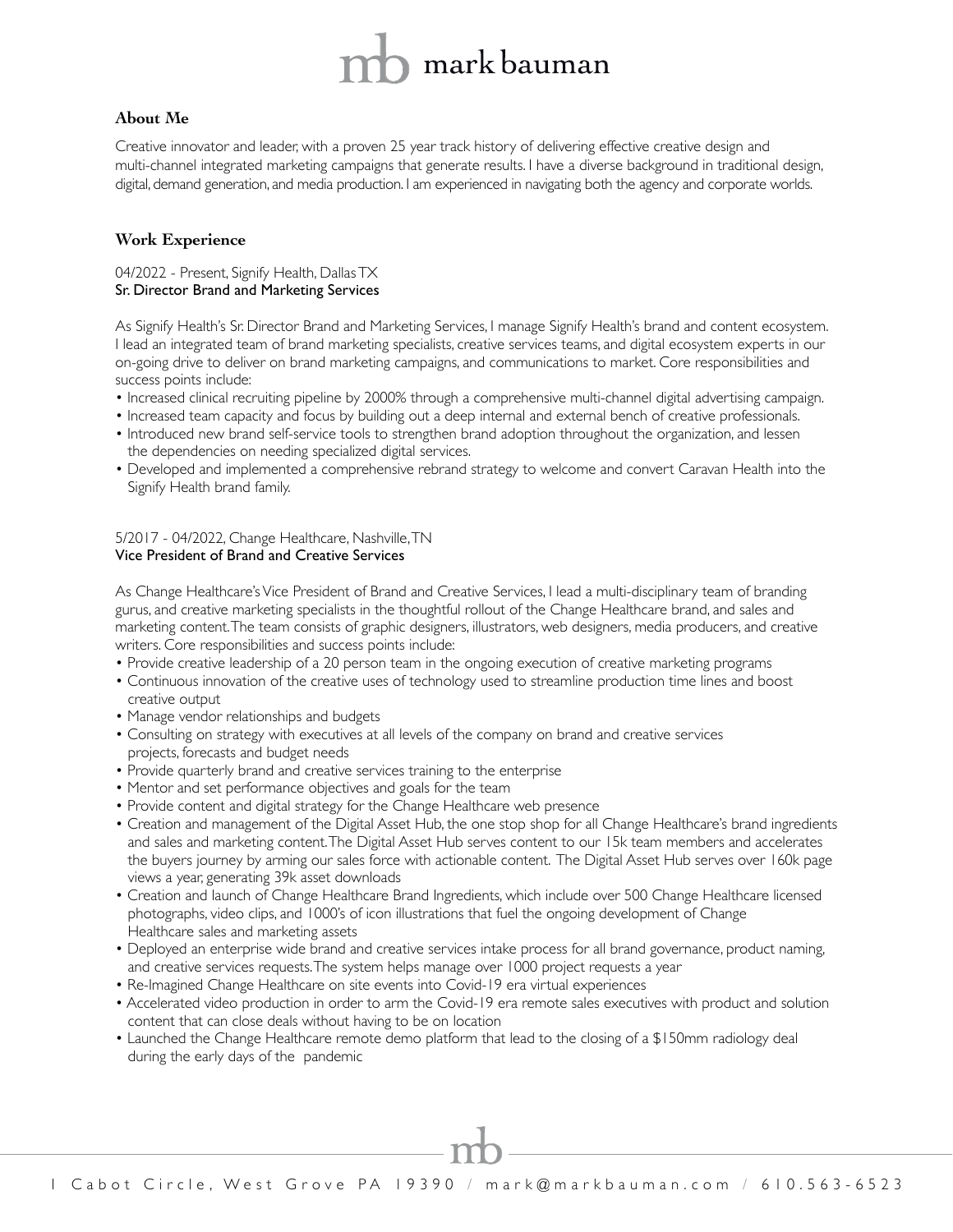# mark bauman

## About Me

Creative innovator and leader, with a proven 25 year track history of delivering effective creative design and multi-channel integrated marketing campaigns that generate results. I have a diverse background in traditional design, digital, demand generation, and media production. I am experienced in navigating both the agency and corporate worlds.

## Work Experience

04/2022 - Present, Signify Health, Dallas TX
**Sr. Director Brand and Marketing Services**

As Signify Health's Sr. Director Brand and Marketing Services, I manage Signify Health's brand and content ecosystem. I lead an integrated team of brand marketing specialists, creative services teams, and digital ecosystem experts in our on-going drive to deliver on brand marketing campaigns, and communications to market. Core responsibilities and success points include:

- Increased clinical recruiting pipeline by 2000% through a comprehensive multi-channel digital advertising campaign.
- Increased team capacity and focus by building out a deep internal and external bench of creative professionals.
- Introduced new brand self-service tools to strengthen brand adoption throughout the organization, and lessen the dependencies on needing specialized digital services.
- Developed and implemented a comprehensive rebrand strategy to welcome and convert Caravan Health into the Signify Health brand family.

5/2017 - 04/2022, Change Healthcare, Nashville, TN
**Vice President of Brand and Creative Services**

As Change Healthcare's Vice President of Brand and Creative Services, I lead a multi-disciplinary team of branding gurus, and creative marketing specialists in the thoughtful rollout of the Change Healthcare brand, and sales and marketing content. The team consists of graphic designers, illustrators, web designers, media producers, and creative writers. Core responsibilities and success points include:

- Provide creative leadership of a 20 person team in the ongoing execution of creative marketing programs
- Continuous innovation of the creative uses of technology used to streamline production time lines and boost creative output
- Manage vendor relationships and budgets
- Consulting on strategy with executives at all levels of the company on brand and creative services projects, forecasts and budget needs
- Provide quarterly brand and creative services training to the enterprise
- Mentor and set performance objectives and goals for the team
- Provide content and digital strategy for the Change Healthcare web presence
- Creation and management of the Digital Asset Hub, the one stop shop for all Change Healthcare's brand ingredients and sales and marketing content. The Digital Asset Hub serves content to our 15k team members and accelerates the buyers journey by arming our sales force with actionable content. The Digital Asset Hub serves over 160k page views a year, generating 39k asset downloads
- Creation and launch of Change Healthcare Brand Ingredients, which include over 500 Change Healthcare licensed photographs, video clips, and 1000's of icon illustrations that fuel the ongoing development of Change Healthcare sales and marketing assets
- Deployed an enterprise wide brand and creative services intake process for all brand governance, product naming, and creative services requests. The system helps manage over 1000 project requests a year
- Re-Imagined Change Healthcare on site events into Covid-19 era virtual experiences
- Accelerated video production in order to arm the Covid-19 era remote sales executives with product and solution content that can close deals without having to be on location
- Launched the Change Healthcare remote demo platform that lead to the closing of a $150mm radiology deal during the early days of the pandemic

1 Cabot Circle, West Grove PA 19390 / mark@markbauman.com / 610.563-6523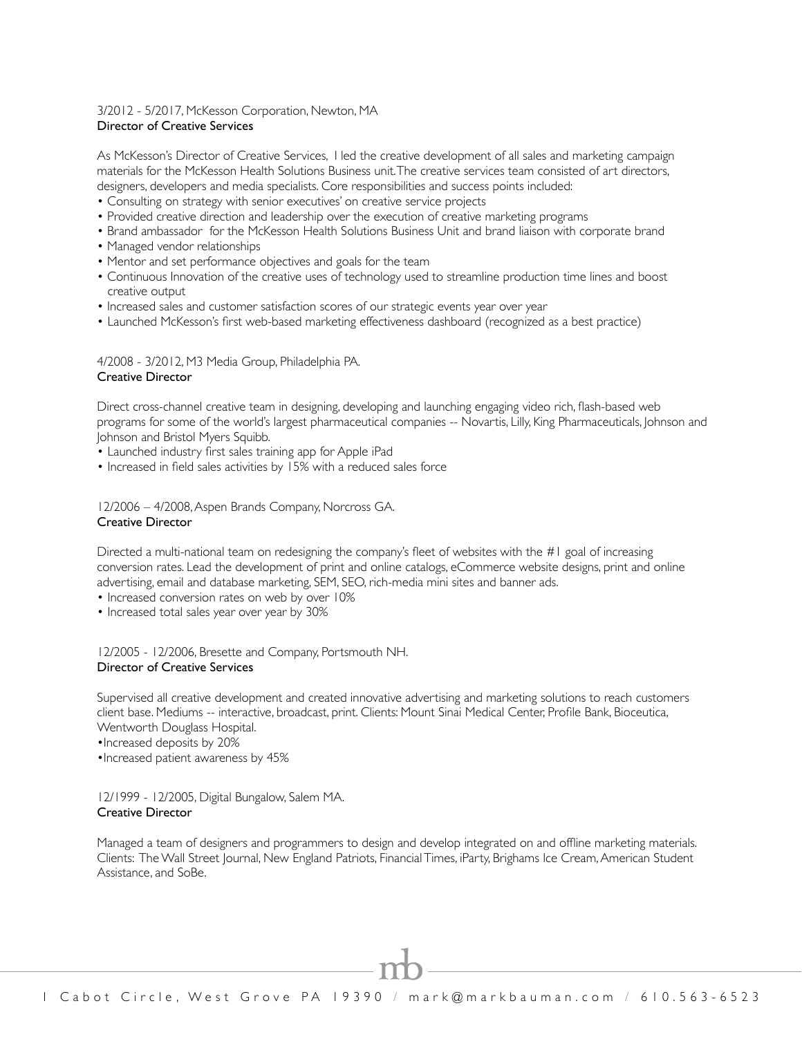3/2012 - 5/2017, McKesson Corporation, Newton, MA
**Director of Creative Services**

As McKesson's Director of Creative Services, I led the creative development of all sales and marketing campaign materials for the McKesson Health Solutions Business unit. The creative services team consisted of art directors, designers, developers and media specialists. Core responsibilities and success points included:

- Consulting on strategy with senior executives' on creative service projects
- Provided creative direction and leadership over the execution of creative marketing programs
- Brand ambassador for the McKesson Health Solutions Business Unit and brand liaison with corporate brand
- Managed vendor relationships
- Mentor and set performance objectives and goals for the team
- Continuous Innovation of the creative uses of technology used to streamline production time lines and boost creative output
- Increased sales and customer satisfaction scores of our strategic events year over year
- Launched McKesson's first web-based marketing effectiveness dashboard (recognized as a best practice)

4/2008 - 3/2012, M3 Media Group, Philadelphia PA.
**Creative Director**

Direct cross-channel creative team in designing, developing and launching engaging video rich, flash-based web programs for some of the world's largest pharmaceutical companies -- Novartis, Lilly, King Pharmaceuticals, Johnson and Johnson and Bristol Myers Squibb.

- Launched industry first sales training app for Apple iPad
- Increased in field sales activities by 15% with a reduced sales force

12/2006 – 4/2008, Aspen Brands Company, Norcross GA.
**Creative Director**

Directed a multi-national team on redesigning the company's fleet of websites with the #1 goal of increasing conversion rates. Lead the development of print and online catalogs, eCommerce website designs, print and online advertising, email and database marketing, SEM, SEO, rich-media mini sites and banner ads.

- Increased conversion rates on web by over 10%
- Increased total sales year over year by 30%

12/2005 - 12/2006, Bresette and Company, Portsmouth NH.
**Director of Creative Services**

Supervised all creative development and created innovative advertising and marketing solutions to reach customers client base. Mediums -- interactive, broadcast, print. Clients: Mount Sinai Medical Center, Profile Bank, Bioceutica, Wentworth Douglass Hospital.

- Increased deposits by 20%
- Increased patient awareness by 45%

12/1999 - 12/2005, Digital Bungalow, Salem MA.
**Creative Director**

Managed a team of designers and programmers to design and develop integrated on and offline marketing materials. Clients: The Wall Street Journal, New England Patriots, Financial Times, iParty, Brighams Ice Cream, American Student Assistance, and SoBe.

1 Cabot Circle, West Grove PA 19390 / mark@markbauman.com / 610.563-6523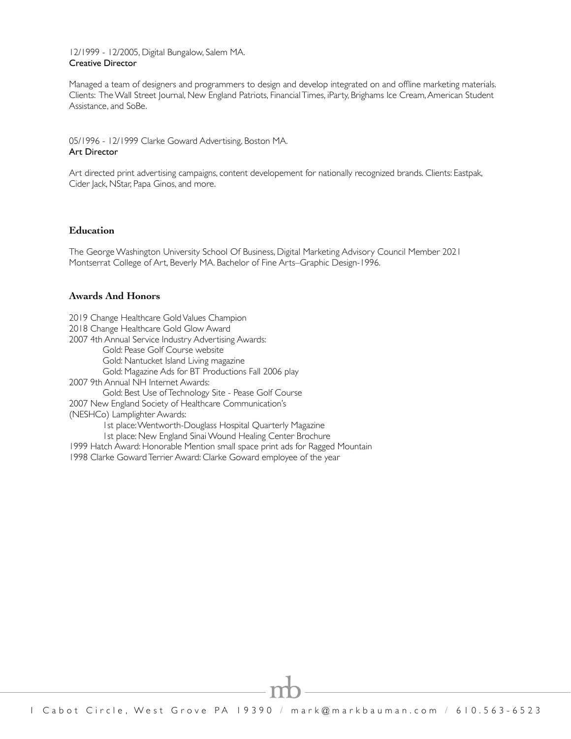12/1999 - 12/2005, Digital Bungalow, Salem MA.
Creative Director

Managed a team of designers and programmers to design and develop integrated on and offline marketing materials. Clients: The Wall Street Journal, New England Patriots, Financial Times, iParty, Brighams Ice Cream, American Student Assistance, and SoBe.

05/1996 - 12/1999 Clarke Goward Advertising, Boston MA.
Art Director

Art directed print advertising campaigns, content developement for nationally recognized brands. Clients: Eastpak, Cider Jack, NStar, Papa Ginos, and more.

## Education

The George Washington University School Of Business, Digital Marketing Advisory Council Member 2021
Montserrat College of Art, Beverly MA. Bachelor of Fine Arts–Graphic Design-1996.

## Awards And Honors

2019 Change Healthcare Gold Values Champion
2018 Change Healthcare Gold Glow Award
2007 4th Annual Service Industry Advertising Awards:
- Gold: Pease Golf Course website
- Gold: Nantucket Island Living magazine
- Gold: Magazine Ads for BT Productions Fall 2006 play

2007 9th Annual NH Internet Awards:
- Gold: Best Use of Technology Site - Pease Golf Course

2007 New England Society of Healthcare Communication's
(NESHCo) Lamplighter Awards:
- 1st place: Wentworth-Douglass Hospital Quarterly Magazine
- 1st place: New England Sinai Wound Healing Center Brochure

1999 Hatch Award: Honorable Mention small space print ads for Ragged Mountain
1998 Clarke Goward Terrier Award: Clarke Goward employee of the year